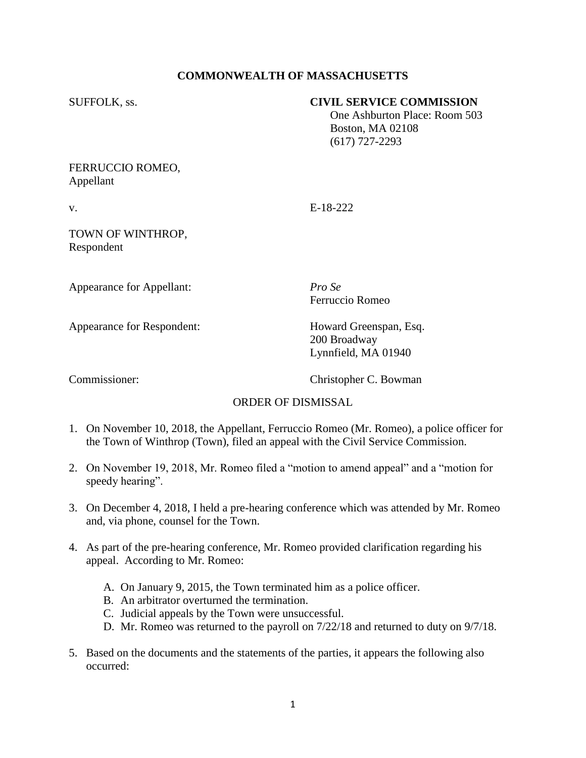**COMMONWEALTH OF MASSACHUSETTS**

SUFFOLK, ss.

**CIVIL SERVICE COMMISSION**
One Ashburton Place: Room 503
Boston, MA 02108
(617) 727-2293

FERRUCCIO ROMEO,
Appellant

v. E-18-222

TOWN OF WINTHROP,
Respondent

Appearance for Appellant: *Pro Se*
Ferruccio Romeo

Appearance for Respondent: Howard Greenspan, Esq.
200 Broadway
Lynnfield, MA 01940

Commissioner: Christopher C. Bowman

ORDER OF DISMISSAL

1. On November 10, 2018, the Appellant, Ferruccio Romeo (Mr. Romeo), a police officer for the Town of Winthrop (Town), filed an appeal with the Civil Service Commission.

2. On November 19, 2018, Mr. Romeo filed a "motion to amend appeal" and a "motion for speedy hearing".

3. On December 4, 2018, I held a pre-hearing conference which was attended by Mr. Romeo and, via phone, counsel for the Town.

4. As part of the pre-hearing conference, Mr. Romeo provided clarification regarding his appeal. According to Mr. Romeo:

   A. On January 9, 2015, the Town terminated him as a police officer.
   B. An arbitrator overturned the termination.
   C. Judicial appeals by the Town were unsuccessful.
   D. Mr. Romeo was returned to the payroll on 7/22/18 and returned to duty on 9/7/18.

5. Based on the documents and the statements of the parties, it appears the following also occurred: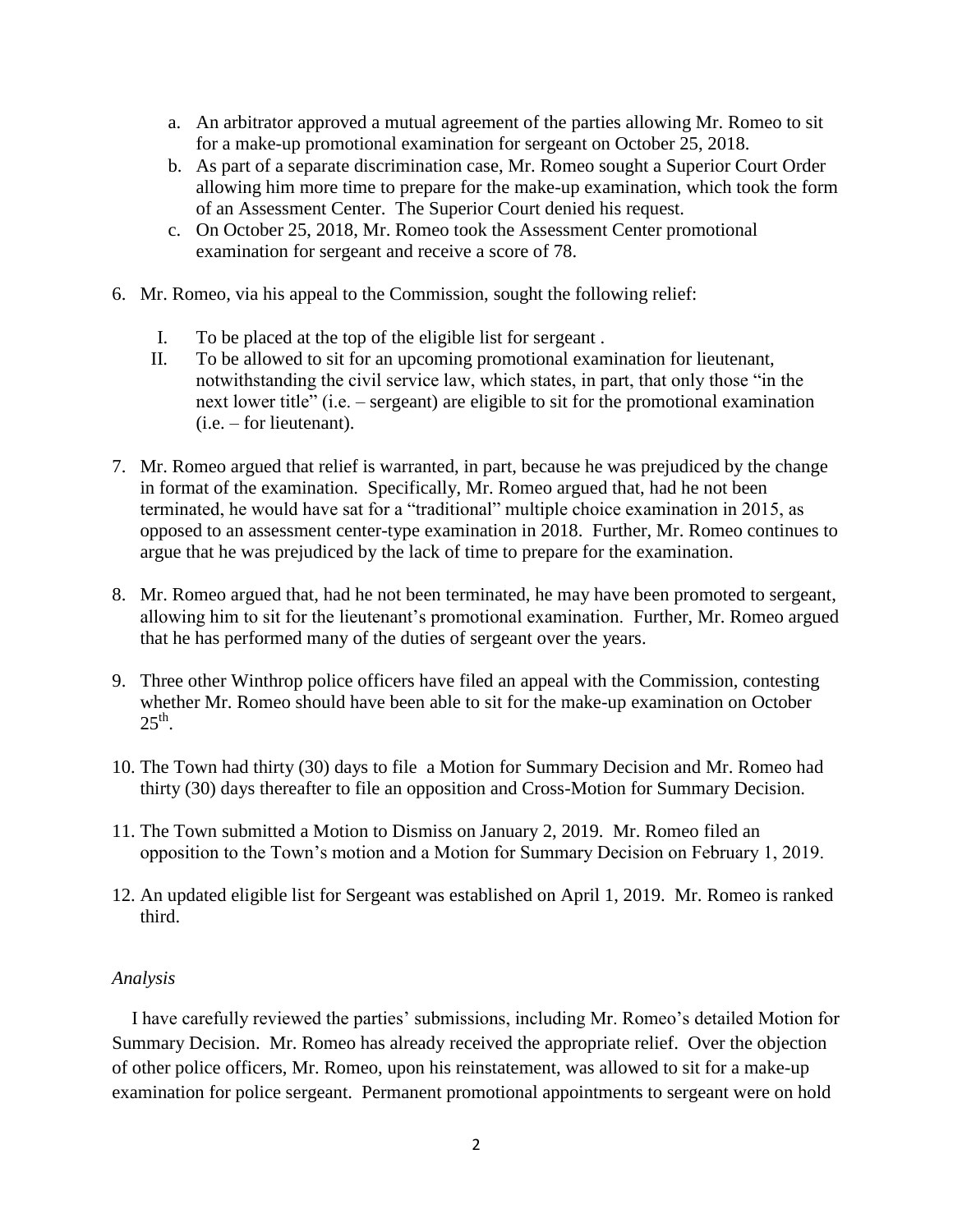a. An arbitrator approved a mutual agreement of the parties allowing Mr. Romeo to sit for a make-up promotional examination for sergeant on October 25, 2018.
b. As part of a separate discrimination case, Mr. Romeo sought a Superior Court Order allowing him more time to prepare for the make-up examination, which took the form of an Assessment Center. The Superior Court denied his request.
c. On October 25, 2018, Mr. Romeo took the Assessment Center promotional examination for sergeant and receive a score of 78.

6. Mr. Romeo, via his appeal to the Commission, sought the following relief:

   I. To be placed at the top of the eligible list for sergeant .
   II. To be allowed to sit for an upcoming promotional examination for lieutenant, notwithstanding the civil service law, which states, in part, that only those "in the next lower title" (i.e. – sergeant) are eligible to sit for the promotional examination (i.e. – for lieutenant).

7. Mr. Romeo argued that relief is warranted, in part, because he was prejudiced by the change in format of the examination. Specifically, Mr. Romeo argued that, had he not been terminated, he would have sat for a "traditional" multiple choice examination in 2015, as opposed to an assessment center-type examination in 2018. Further, Mr. Romeo continues to argue that he was prejudiced by the lack of time to prepare for the examination.

8. Mr. Romeo argued that, had he not been terminated, he may have been promoted to sergeant, allowing him to sit for the lieutenant's promotional examination. Further, Mr. Romeo argued that he has performed many of the duties of sergeant over the years.

9. Three other Winthrop police officers have filed an appeal with the Commission, contesting whether Mr. Romeo should have been able to sit for the make-up examination on October 25th.

10. The Town had thirty (30) days to file a Motion for Summary Decision and Mr. Romeo had thirty (30) days thereafter to file an opposition and Cross-Motion for Summary Decision.

11. The Town submitted a Motion to Dismiss on January 2, 2019. Mr. Romeo filed an opposition to the Town's motion and a Motion for Summary Decision on February 1, 2019.

12. An updated eligible list for Sergeant was established on April 1, 2019. Mr. Romeo is ranked third.

*Analysis*

I have carefully reviewed the parties' submissions, including Mr. Romeo's detailed Motion for Summary Decision. Mr. Romeo has already received the appropriate relief. Over the objection of other police officers, Mr. Romeo, upon his reinstatement, was allowed to sit for a make-up examination for police sergeant. Permanent promotional appointments to sergeant were on hold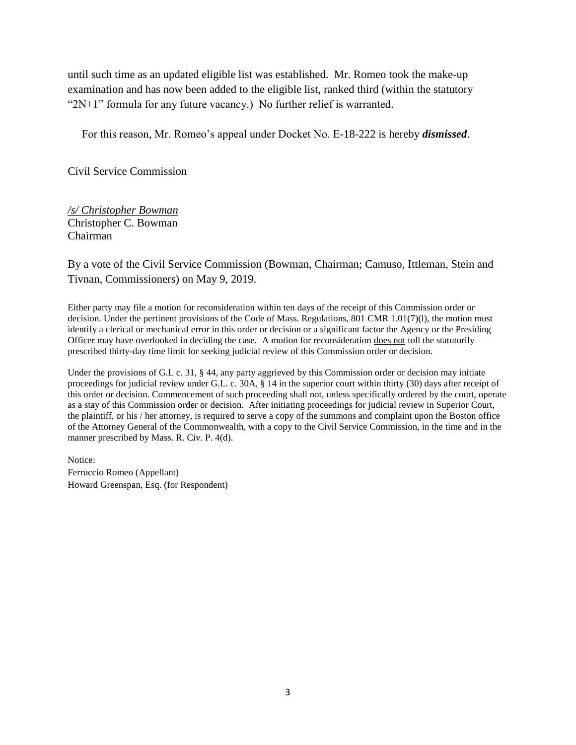until such time as an updated eligible list was established. Mr. Romeo took the make-up examination and has now been added to the eligible list, ranked third (within the statutory "2N+1" formula for any future vacancy.) No further relief is warranted.

For this reason, Mr. Romeo's appeal under Docket No. E-18-222 is hereby ***dismissed***.

Civil Service Commission

*/s/ Christopher Bowman*
Christopher C. Bowman
Chairman

By a vote of the Civil Service Commission (Bowman, Chairman; Camuso, Ittleman, Stein and Tivnan, Commissioners) on May 9, 2019.

Either party may file a motion for reconsideration within ten days of the receipt of this Commission order or decision. Under the pertinent provisions of the Code of Mass. Regulations, 801 CMR 1.01(7)(l), the motion must identify a clerical or mechanical error in this order or decision or a significant factor the Agency or the Presiding Officer may have overlooked in deciding the case. A motion for reconsideration does not toll the statutorily prescribed thirty-day time limit for seeking judicial review of this Commission order or decision.

Under the provisions of G.L c. 31, § 44, any party aggrieved by this Commission order or decision may initiate proceedings for judicial review under G.L. c. 30A, § 14 in the superior court within thirty (30) days after receipt of this order or decision. Commencement of such proceeding shall not, unless specifically ordered by the court, operate as a stay of this Commission order or decision. After initiating proceedings for judicial review in Superior Court, the plaintiff, or his / her attorney, is required to serve a copy of the summons and complaint upon the Boston office of the Attorney General of the Commonwealth, with a copy to the Civil Service Commission, in the time and in the manner prescribed by Mass. R. Civ. P. 4(d).

Notice:
Ferruccio Romeo (Appellant)
Howard Greenspan, Esq. (for Respondent)